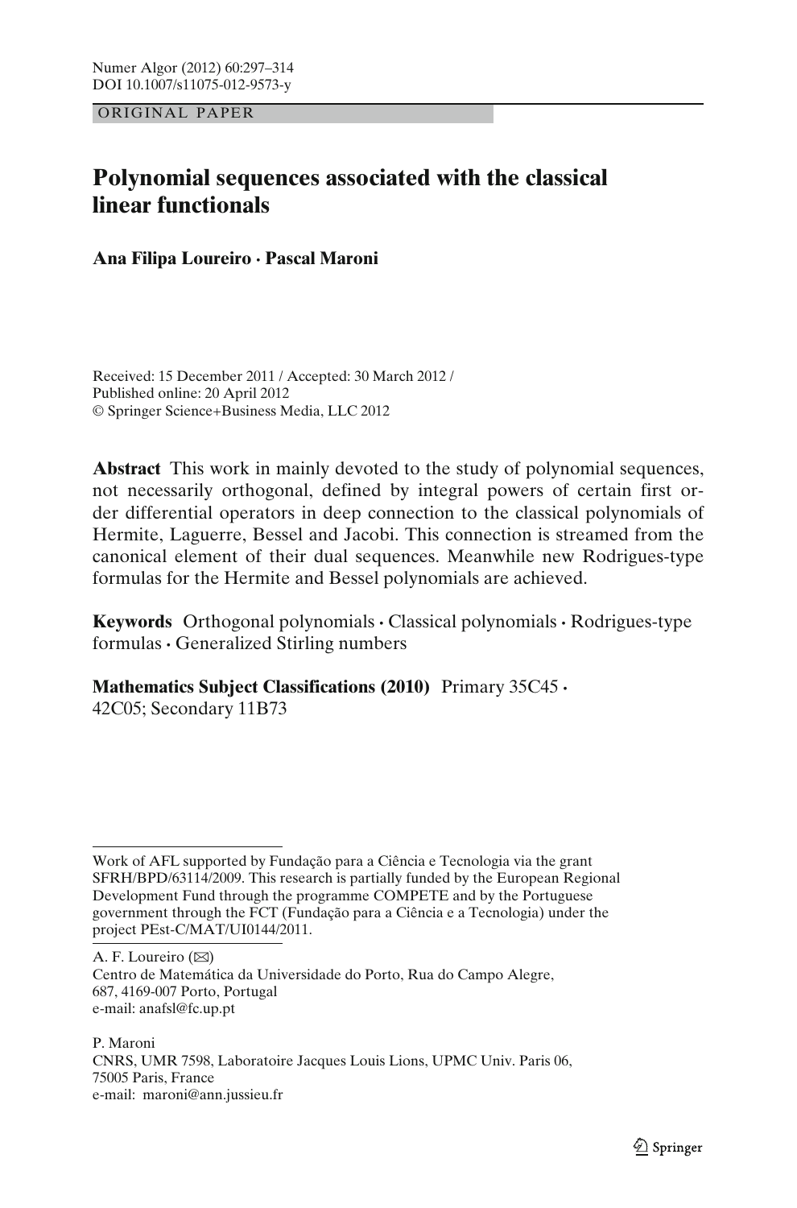ORIGINAL PAPER

# Polynomial sequences associated with the classical linear functionals

**Ana Filipa Loureiro · Pascal Maroni**

Received: 15 December 2011 / Accepted: 30 March 2012 /
Published online: 20 April 2012
© Springer Science+Business Media, LLC 2012

**Abstract** This work in mainly devoted to the study of polynomial sequences, not necessarily orthogonal, defined by integral powers of certain first order differential operators in deep connection to the classical polynomials of Hermite, Laguerre, Bessel and Jacobi. This connection is streamed from the canonical element of their dual sequences. Meanwhile new Rodrigues-type formulas for the Hermite and Bessel polynomials are achieved.

**Keywords** Orthogonal polynomials · Classical polynomials · Rodrigues-type formulas · Generalized Stirling numbers

**Mathematics Subject Classifications (2010)** Primary 35C45 · 42C05; Secondary 11B73

---

Work of AFL supported by Fundação para a Ciência e Tecnologia via the grant SFRH/BPD/63114/2009. This research is partially funded by the European Regional Development Fund through the programme COMPETE and by the Portuguese government through the FCT (Fundação para a Ciência e a Tecnologia) under the project PEst-C/MAT/UI0144/2011.

A. F. Loureiro (✉)
Centro de Matemática da Universidade do Porto, Rua do Campo Alegre, 687, 4169-007 Porto, Portugal
e-mail: anafsl@fc.up.pt

P. Maroni
CNRS, UMR 7598, Laboratoire Jacques Louis Lions, UPMC Univ. Paris 06, 75005 Paris, France
e-mail: maroni@ann.jussieu.fr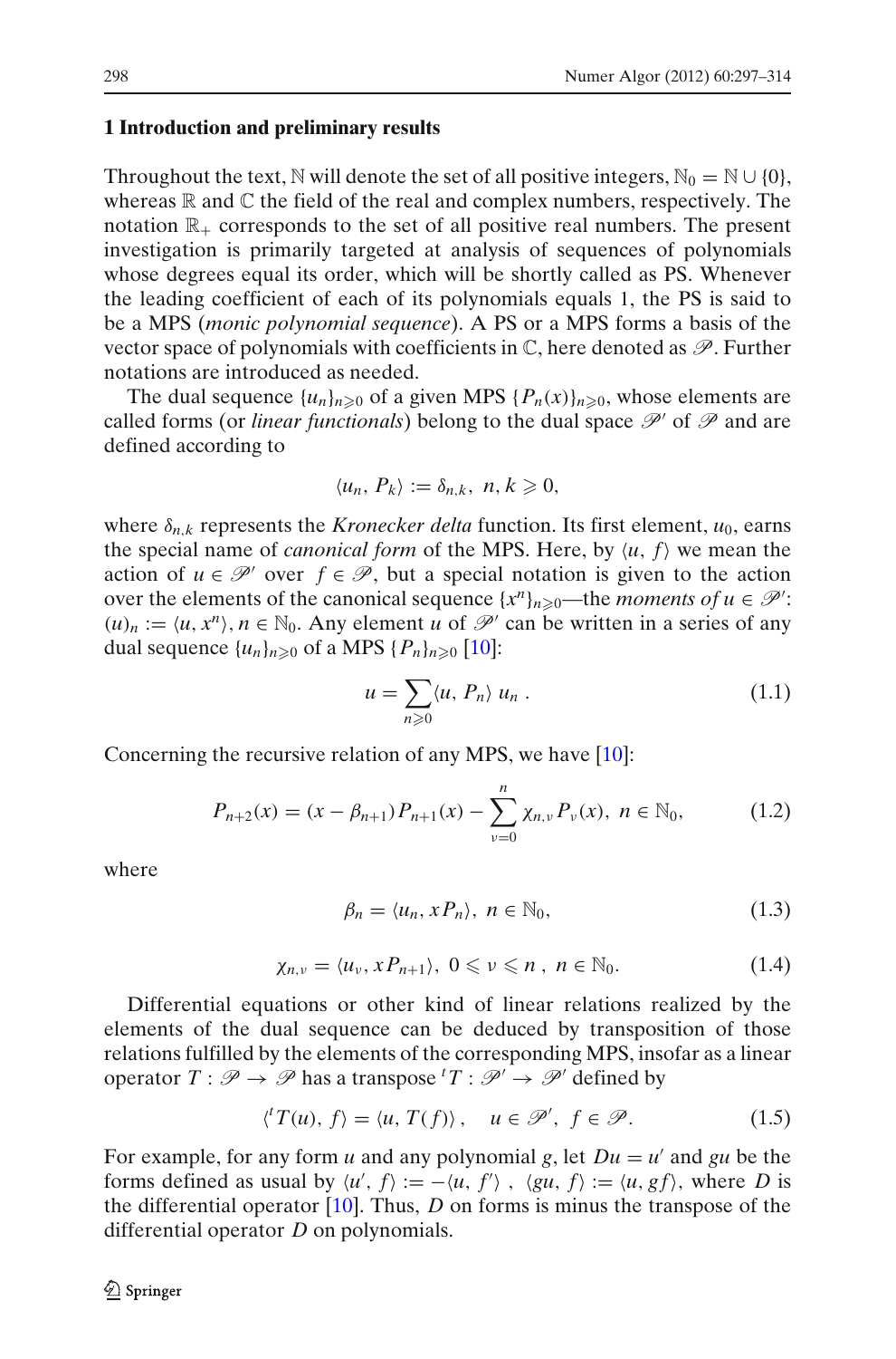## 1 Introduction and preliminary results

Throughout the text, $\mathbb{N}$ will denote the set of all positive integers, $\mathbb{N}_0 = \mathbb{N} \cup \{0\}$, whereas $\mathbb{R}$ and $\mathbb{C}$ the field of the real and complex numbers, respectively. The notation $\mathbb{R}_+$ corresponds to the set of all positive real numbers. The present investigation is primarily targeted at analysis of sequences of polynomials whose degrees equal its order, which will be shortly called as PS. Whenever the leading coefficient of each of its polynomials equals 1, the PS is said to be a MPS (*monic polynomial sequence*). A PS or a MPS forms a basis of the vector space of polynomials with coefficients in $\mathbb{C}$, here denoted as $\mathscr{P}$. Further notations are introduced as needed.

The dual sequence $\{u_n\}_{n\geqslant 0}$ of a given MPS $\{P_n(x)\}_{n\geqslant 0}$, whose elements are called forms (or *linear functionals*) belong to the dual space $\mathscr{P}'$ of $\mathscr{P}$ and are defined according to

$$\langle u_n, P_k\rangle := \delta_{n,k},\ n, k \geqslant 0,$$

where $\delta_{n,k}$ represents the *Kronecker delta* function. Its first element, $u_0$, earns the special name of *canonical form* of the MPS. Here, by $\langle u, f\rangle$ we mean the action of $u \in \mathscr{P}'$ over $f \in \mathscr{P}$, but a special notation is given to the action over the elements of the canonical sequence $\{x^n\}_{n\geqslant 0}$—the *moments of* $u \in \mathscr{P}'$: $(u)_n := \langle u, x^n\rangle$, $n \in \mathbb{N}_0$. Any element $u$ of $\mathscr{P}'$ can be written in a series of any dual sequence $\{u_n\}_{n\geqslant 0}$ of a MPS $\{P_n\}_{n\geqslant 0}$ [10]:

$$u = \sum_{n\geqslant 0}\langle u, P_n\rangle\, u_n\ . \tag{1.1}$$

Concerning the recursive relation of any MPS, we have [10]:

$$P_{n+2}(x) = (x - \beta_{n+1})P_{n+1}(x) - \sum_{\nu=0}^{n} \chi_{n,\nu}\, P_\nu(x),\ n \in \mathbb{N}_0, \tag{1.2}$$

where

$$\beta_n = \langle u_n, xP_n\rangle,\ n \in \mathbb{N}_0, \tag{1.3}$$

$$\chi_{n,\nu} = \langle u_\nu, xP_{n+1}\rangle,\ 0 \leqslant \nu \leqslant n\ ,\ n \in \mathbb{N}_0. \tag{1.4}$$

Differential equations or other kind of linear relations realized by the elements of the dual sequence can be deduced by transposition of those relations fulfilled by the elements of the corresponding MPS, insofar as a linear operator $T : \mathscr{P} \to \mathscr{P}$ has a transpose ${}^tT : \mathscr{P}' \to \mathscr{P}'$ defined by

$$\langle {}^tT(u), f\rangle = \langle u, T(f)\rangle\,, \quad u \in \mathscr{P}',\ f \in \mathscr{P}. \tag{1.5}$$

For example, for any form $u$ and any polynomial $g$, let $Du = u'$ and $gu$ be the forms defined as usual by $\langle u', f\rangle := -\langle u, f'\rangle$ , $\langle gu, f\rangle := \langle u, gf\rangle$, where $D$ is the differential operator [10]. Thus, $D$ on forms is minus the transpose of the differential operator $D$ on polynomials.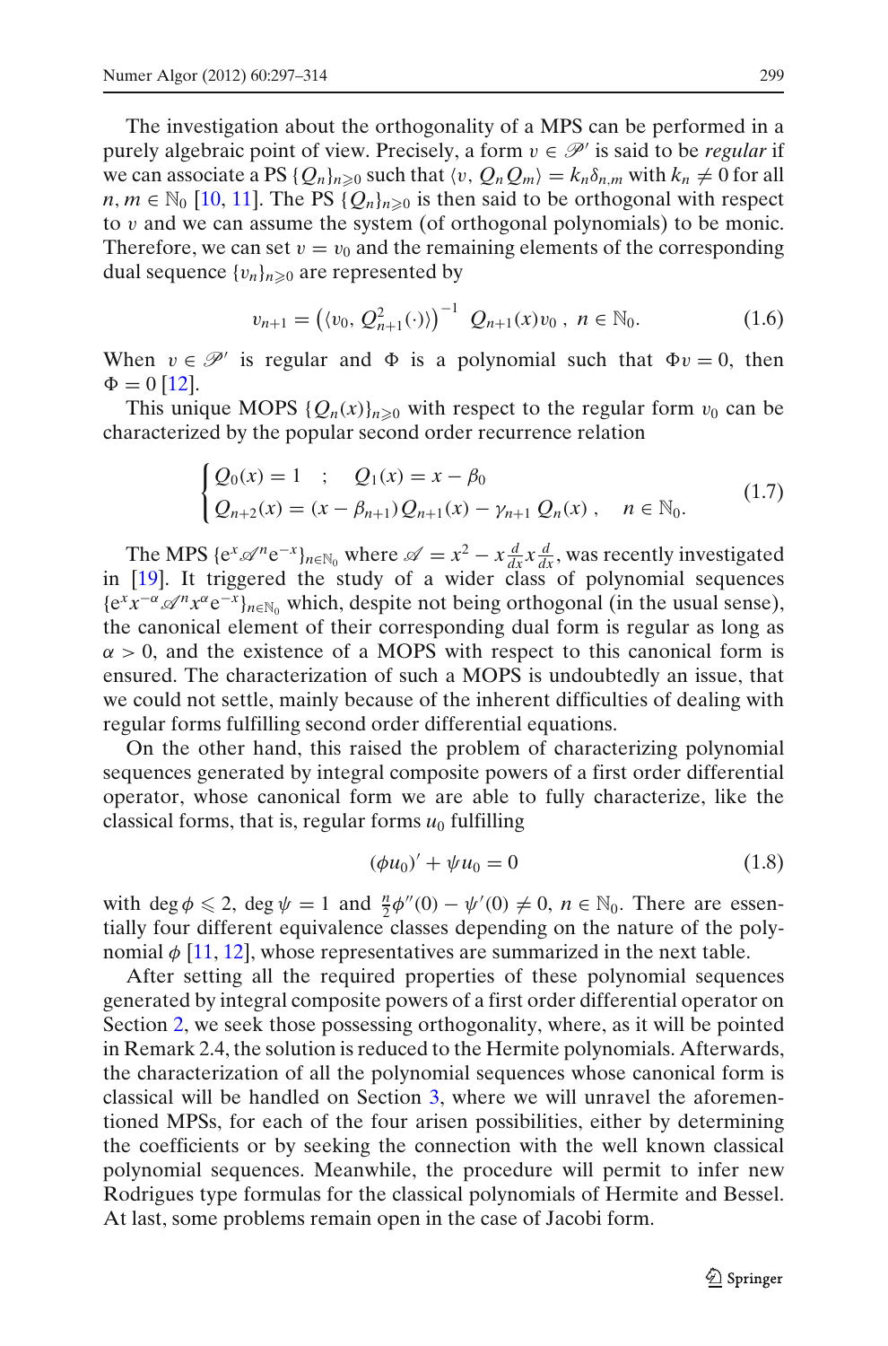The investigation about the orthogonality of a MPS can be performed in a purely algebraic point of view. Precisely, a form $v \in \mathscr{P}'$ is said to be *regular* if we can associate a PS $\{Q_n\}_{n\geqslant 0}$ such that $\langle v, Q_n Q_m\rangle = k_n \delta_{n,m}$ with $k_n \neq 0$ for all $n, m \in \mathbb{N}_0$ [10, 11]. The PS $\{Q_n\}_{n\geqslant 0}$ is then said to be orthogonal with respect to $v$ and we can assume the system (of orthogonal polynomials) to be monic. Therefore, we can set $v = v_0$ and the remaining elements of the corresponding dual sequence $\{v_n\}_{n\geqslant 0}$ are represented by

$$v_{n+1} = \left(\langle v_0, Q_{n+1}^2(\cdot)\rangle\right)^{-1} \; Q_{n+1}(x) v_0 \; , \; n \in \mathbb{N}_0. \tag{1.6}$$

When $v \in \mathscr{P}'$ is regular and $\Phi$ is a polynomial such that $\Phi v = 0$, then $\Phi = 0$ [12].

This unique MOPS $\{Q_n(x)\}_{n\geqslant 0}$ with respect to the regular form $v_0$ can be characterized by the popular second order recurrence relation

$$\begin{cases} Q_0(x) = 1 \quad ; \quad Q_1(x) = x - \beta_0 \\ Q_{n+2}(x) = (x - \beta_{n+1}) Q_{n+1}(x) - \gamma_{n+1}\, Q_n(x) \, , \quad n \in \mathbb{N}_0. \end{cases} \tag{1.7}$$

The MPS $\{e^x \mathscr{A}^n e^{-x}\}_{n\in\mathbb{N}_0}$ where $\mathscr{A} = x^2 - x\frac{d}{dx}x\frac{d}{dx}$, was recently investigated in [19]. It triggered the study of a wider class of polynomial sequences $\{e^x x^{-\alpha} \mathscr{A}^n x^{\alpha} e^{-x}\}_{n\in\mathbb{N}_0}$ which, despite not being orthogonal (in the usual sense), the canonical element of their corresponding dual form is regular as long as $\alpha > 0$, and the existence of a MOPS with respect to this canonical form is ensured. The characterization of such a MOPS is undoubtedly an issue, that we could not settle, mainly because of the inherent difficulties of dealing with regular forms fulfilling second order differential equations.

On the other hand, this raised the problem of characterizing polynomial sequences generated by integral composite powers of a first order differential operator, whose canonical form we are able to fully characterize, like the classical forms, that is, regular forms $u_0$ fulfilling

$$(\phi u_0)' + \psi u_0 = 0 \tag{1.8}$$

with $\deg \phi \leqslant 2$, $\deg \psi = 1$ and $\frac{n}{2}\phi''(0) - \psi'(0) \neq 0$, $n \in \mathbb{N}_0$. There are essentially four different equivalence classes depending on the nature of the polynomial $\phi$ [11, 12], whose representatives are summarized in the next table.

After setting all the required properties of these polynomial sequences generated by integral composite powers of a first order differential operator on Section 2, we seek those possessing orthogonality, where, as it will be pointed in Remark 2.4, the solution is reduced to the Hermite polynomials. Afterwards, the characterization of all the polynomial sequences whose canonical form is classical will be handled on Section 3, where we will unravel the aforementioned MPSs, for each of the four arisen possibilities, either by determining the coefficients or by seeking the connection with the well known classical polynomial sequences. Meanwhile, the procedure will permit to infer new Rodrigues type formulas for the classical polynomials of Hermite and Bessel. At last, some problems remain open in the case of Jacobi form.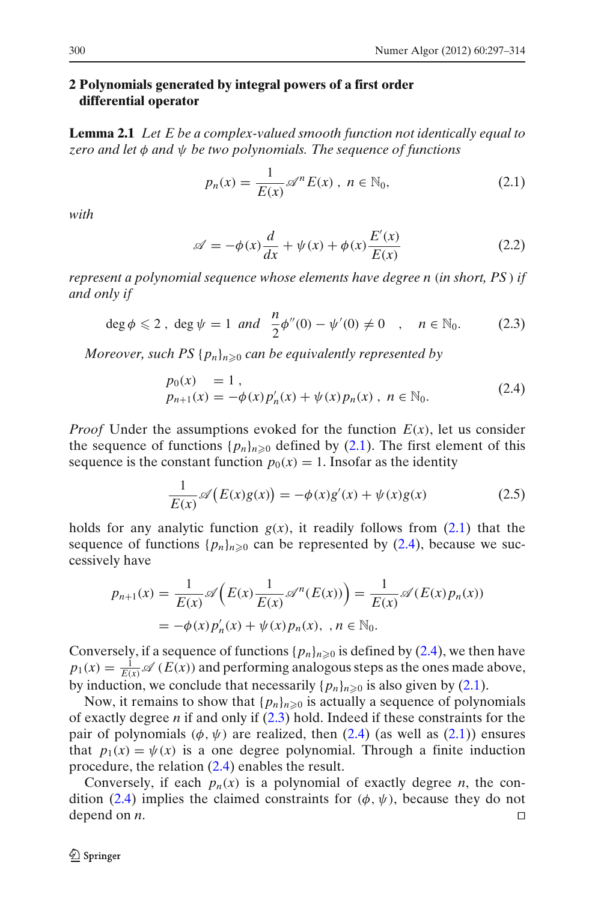## 2 Polynomials generated by integral powers of a first order differential operator

**Lemma 2.1** *Let $E$ be a complex-valued smooth function not identically equal to zero and let $\phi$ and $\psi$ be two polynomials. The sequence of functions*

$$p_n(x) = \frac{1}{E(x)} \mathscr{A}^n E(x) \, , \; n \in \mathbb{N}_0, \tag{2.1}$$

*with*

$$\mathscr{A} = -\phi(x)\frac{d}{dx} + \psi(x) + \phi(x)\frac{E'(x)}{E(x)} \tag{2.2}$$

*represent a polynomial sequence whose elements have degree $n$ (in short, PS) if and only if*

$$\deg \phi \leqslant 2 \, , \; \deg \psi = 1 \; \textit{and} \; \frac{n}{2}\phi''(0) - \psi'(0) \neq 0 \quad , \quad n \in \mathbb{N}_0. \tag{2.3}$$

*Moreover, such PS $\{p_n\}_{n \geqslant 0}$ can be equivalently represented by*

$$\begin{aligned} p_0(x) \quad &= 1 \, , \\ p_{n+1}(x) &= -\phi(x) p_n'(x) + \psi(x) p_n(x) \, , \; n \in \mathbb{N}_0. \end{aligned} \tag{2.4}$$

*Proof* Under the assumptions evoked for the function $E(x)$, let us consider the sequence of functions $\{p_n\}_{n \geqslant 0}$ defined by (2.1). The first element of this sequence is the constant function $p_0(x) = 1$. Insofar as the identity

$$\frac{1}{E(x)} \mathscr{A}\big(E(x) g(x)\big) = -\phi(x) g'(x) + \psi(x) g(x) \tag{2.5}$$

holds for any analytic function $g(x)$, it readily follows from (2.1) that the sequence of functions $\{p_n\}_{n \geqslant 0}$ can be represented by (2.4), because we successively have

$$\begin{aligned} p_{n+1}(x) &= \frac{1}{E(x)} \mathscr{A}\Big(E(x) \frac{1}{E(x)} \mathscr{A}^n(E(x))\Big) = \frac{1}{E(x)} \mathscr{A}(E(x) p_n(x)) \\ &= -\phi(x) p_n'(x) + \psi(x) p_n(x), \; , n \in \mathbb{N}_0. \end{aligned}$$

Conversely, if a sequence of functions $\{p_n\}_{n \geqslant 0}$ is defined by (2.4), we then have $p_1(x) = \frac{1}{E(x)} \mathscr{A}\,(E(x))$ and performing analogous steps as the ones made above, by induction, we conclude that necessarily $\{p_n\}_{n \geqslant 0}$ is also given by (2.1).

Now, it remains to show that $\{p_n\}_{n \geqslant 0}$ is actually a sequence of polynomials of exactly degree $n$ if and only if (2.3) hold. Indeed if these constraints for the pair of polynomials $(\phi, \psi)$ are realized, then (2.4) (as well as (2.1)) ensures that $p_1(x) = \psi(x)$ is a one degree polynomial. Through a finite induction procedure, the relation (2.4) enables the result.

Conversely, if each $p_n(x)$ is a polynomial of exactly degree $n$, the condition (2.4) implies the claimed constraints for $(\phi, \psi)$, because they do not depend on $n$. □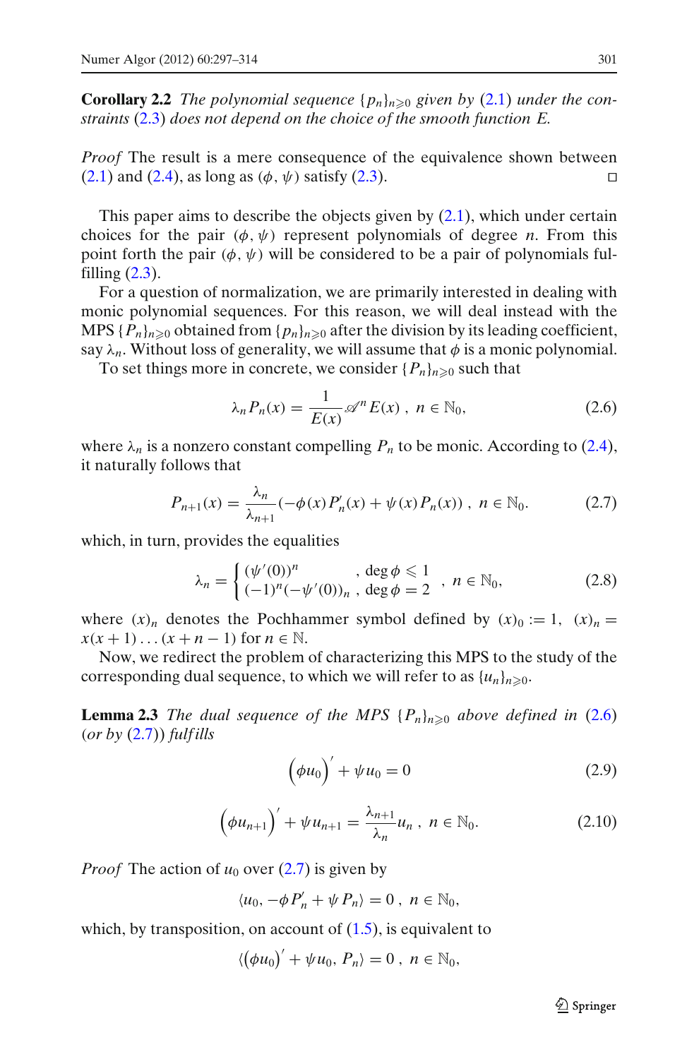**Corollary 2.2** *The polynomial sequence $\{p_n\}_{n\geqslant 0}$ given by (2.1) under the constraints (2.3) does not depend on the choice of the smooth function $E$.*

*Proof* The result is a mere consequence of the equivalence shown between (2.1) and (2.4), as long as $(\phi, \psi)$ satisfy (2.3). □

This paper aims to describe the objects given by (2.1), which under certain choices for the pair $(\phi, \psi)$ represent polynomials of degree $n$. From this point forth the pair $(\phi, \psi)$ will be considered to be a pair of polynomials fulfilling (2.3).

For a question of normalization, we are primarily interested in dealing with monic polynomial sequences. For this reason, we will deal instead with the MPS $\{P_n\}_{n\geqslant 0}$ obtained from $\{p_n\}_{n\geqslant 0}$ after the division by its leading coefficient, say $\lambda_n$. Without loss of generality, we will assume that $\phi$ is a monic polynomial.

To set things more in concrete, we consider $\{P_n\}_{n\geqslant 0}$ such that

$$\lambda_n P_n(x) = \frac{1}{E(x)} \mathscr{A}^n E(x) \ , \ n \in \mathbb{N}_0, \tag{2.6}$$

where $\lambda_n$ is a nonzero constant compelling $P_n$ to be monic. According to (2.4), it naturally follows that

$$P_{n+1}(x) = \frac{\lambda_n}{\lambda_{n+1}} \left( -\phi(x) P_n'(x) + \psi(x) P_n(x) \right) \ , \ n \in \mathbb{N}_0. \tag{2.7}$$

which, in turn, provides the equalities

$$\lambda_n = \begin{cases} (\psi'(0))^n & , \deg \phi \leqslant 1 \\ (-1)^n (-\psi'(0))_n & , \deg \phi = 2 \end{cases} \ , \ n \in \mathbb{N}_0, \tag{2.8}$$

where $(x)_n$ denotes the Pochhammer symbol defined by $(x)_0 := 1$, $(x)_n = x(x+1)\ldots(x+n-1)$ for $n \in \mathbb{N}$.

Now, we redirect the problem of characterizing this MPS to the study of the corresponding dual sequence, to which we will refer to as $\{u_n\}_{n\geqslant 0}$.

**Lemma 2.3** *The dual sequence of the MPS $\{P_n\}_{n\geqslant 0}$ above defined in (2.6) (or by (2.7)) fulfills*

$$\Big(\phi u_0\Big)' + \psi u_0 = 0 \tag{2.9}$$

$$\Big(\phi u_{n+1}\Big)' + \psi u_{n+1} = \frac{\lambda_{n+1}}{\lambda_n} u_n \ , \ n \in \mathbb{N}_0. \tag{2.10}$$

*Proof* The action of $u_0$ over (2.7) is given by

$$\langle u_0, -\phi P_n' + \psi P_n \rangle = 0 \ , \ n \in \mathbb{N}_0,$$

which, by transposition, on account of (1.5), is equivalent to

$$\langle \big(\phi u_0\big)' + \psi u_0, P_n \rangle = 0 \ , \ n \in \mathbb{N}_0,$$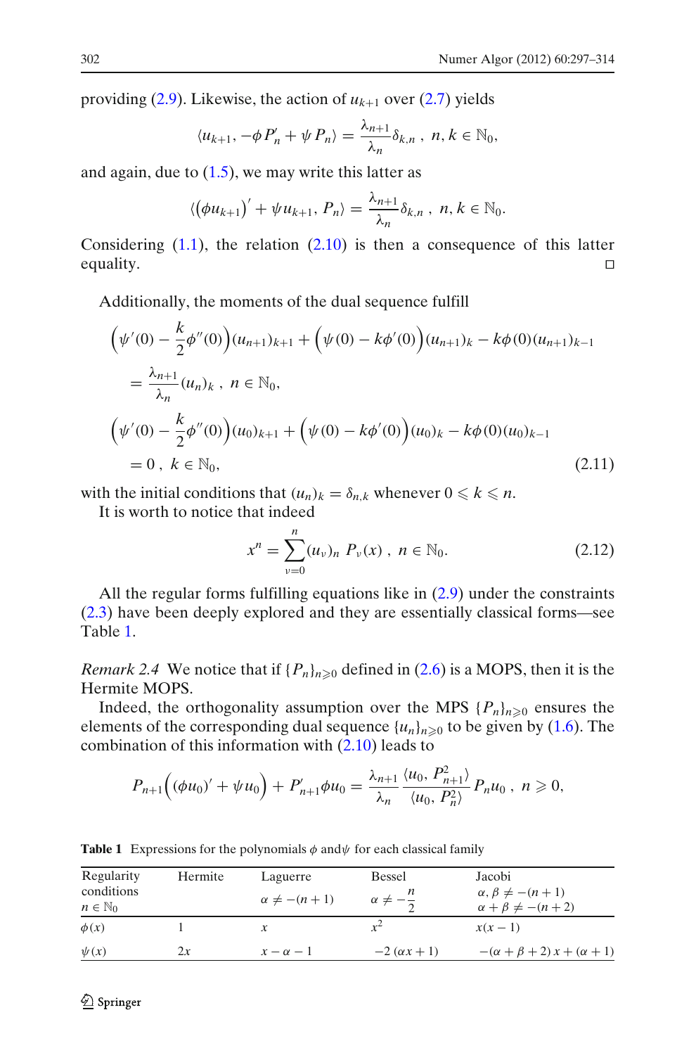providing (2.9). Likewise, the action of $u_{k+1}$ over (2.7) yields

$$\langle u_{k+1}, -\phi P_n' + \psi P_n \rangle = \frac{\lambda_{n+1}}{\lambda_n} \delta_{k,n} \ , \ n, k \in \mathbb{N}_0,$$

and again, due to (1.5), we may write this latter as

$$\langle (\phi u_{k+1})' + \psi u_{k+1}, P_n \rangle = \frac{\lambda_{n+1}}{\lambda_n} \delta_{k,n} \ , \ n, k \in \mathbb{N}_0.$$

Considering (1.1), the relation (2.10) is then a consequence of this latter equality. □

Additionally, the moments of the dual sequence fulfill

$$\begin{aligned}
&\Big(\psi'(0) - \frac{k}{2}\phi''(0)\Big)(u_{n+1})_{k+1} + \Big(\psi(0) - k\phi'(0)\Big)(u_{n+1})_k - k\phi(0)(u_{n+1})_{k-1} \\
&= \frac{\lambda_{n+1}}{\lambda_n}(u_n)_k \ , \ n \in \mathbb{N}_0, \\
&\Big(\psi'(0) - \frac{k}{2}\phi''(0)\Big)(u_0)_{k+1} + \Big(\psi(0) - k\phi'(0)\Big)(u_0)_k - k\phi(0)(u_0)_{k-1} \\
&= 0 \ , \ k \in \mathbb{N}_0,
\end{aligned} \tag{2.11}$$

with the initial conditions that $(u_n)_k = \delta_{n,k}$ whenever $0 \leqslant k \leqslant n$.

It is worth to notice that indeed

$$x^n = \sum_{\nu=0}^{n} (u_\nu)_n \ P_\nu(x) \ , \ n \in \mathbb{N}_0. \tag{2.12}$$

All the regular forms fulfilling equations like in (2.9) under the constraints (2.3) have been deeply explored and they are essentially classical forms—see Table 1.

*Remark 2.4* We notice that if $\{P_n\}_{n\geqslant 0}$ defined in (2.6) is a MOPS, then it is the Hermite MOPS.

Indeed, the orthogonality assumption over the MPS $\{P_n\}_{n\geqslant 0}$ ensures the elements of the corresponding dual sequence $\{u_n\}_{n\geqslant 0}$ to be given by (1.6). The combination of this information with (2.10) leads to

$$P_{n+1}\Big((\phi u_0)' + \psi u_0\Big) + P_{n+1}'\phi u_0 = \frac{\lambda_{n+1}}{\lambda_n} \frac{\langle u_0, P_{n+1}^2 \rangle}{\langle u_0, P_n^2 \rangle} P_n u_0 \ , \ n \geqslant 0,$$

**Table 1** Expressions for the polynomials $\phi$ and $\psi$ for each classical family

| Regularity conditions $n \in \mathbb{N}_0$ | Hermite | Laguerre $\alpha \neq -(n+1)$ | Bessel $\alpha \neq -\frac{n}{2}$ | Jacobi $\alpha, \beta \neq -(n+1)$, $\alpha + \beta \neq -(n+2)$ |
|---|---|---|---|---|
| $\phi(x)$ | $1$ | $x$ | $x^2$ | $x(x-1)$ |
| $\psi(x)$ | $2x$ | $x - \alpha - 1$ | $-2(\alpha x + 1)$ | $-(\alpha + \beta + 2)x + (\alpha + 1)$ |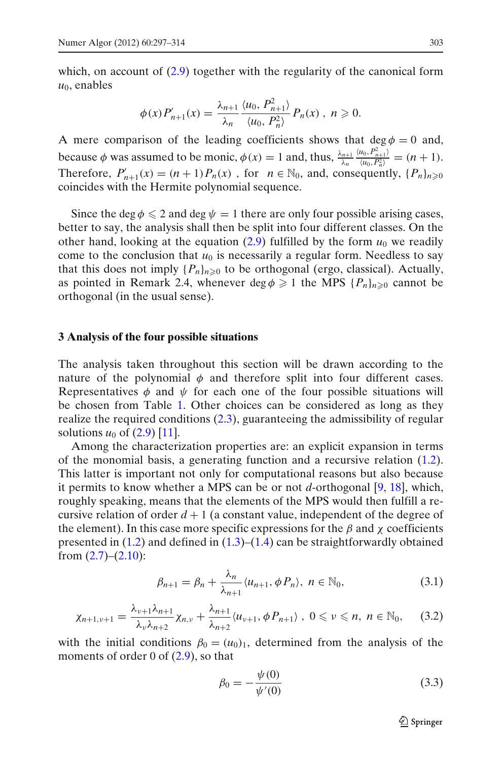which, on account of (2.9) together with the regularity of the canonical form $u_0$, enables

$$\phi(x)P'_{n+1}(x) = \frac{\lambda_{n+1}}{\lambda_n}\frac{\langle u_0, P_{n+1}^2\rangle}{\langle u_0, P_n^2\rangle}P_n(x)\ ,\ n \geqslant 0.$$

A mere comparison of the leading coefficients shows that $\deg\phi = 0$ and, because $\phi$ was assumed to be monic, $\phi(x) = 1$ and, thus, $\frac{\lambda_{n+1}}{\lambda_n}\frac{\langle u_0, P_{n+1}^2\rangle}{\langle u_0, P_n^2\rangle} = (n+1)$. Therefore, $P'_{n+1}(x) = (n+1)P_n(x)$ , for $n \in \mathbb{N}_0$, and, consequently, $\{P_n\}_{n\geqslant 0}$ coincides with the Hermite polynomial sequence.

Since the $\deg\phi \leqslant 2$ and $\deg\psi = 1$ there are only four possible arising cases, better to say, the analysis shall then be split into four different classes. On the other hand, looking at the equation (2.9) fulfilled by the form $u_0$ we readily come to the conclusion that $u_0$ is necessarily a regular form. Needless to say that this does not imply $\{P_n\}_{n\geqslant 0}$ to be orthogonal (ergo, classical). Actually, as pointed in Remark 2.4, whenever $\deg\phi \geqslant 1$ the MPS $\{P_n\}_{n\geqslant 0}$ cannot be orthogonal (in the usual sense).

## 3 Analysis of the four possible situations

The analysis taken throughout this section will be drawn according to the nature of the polynomial $\phi$ and therefore split into four different cases. Representatives $\phi$ and $\psi$ for each one of the four possible situations will be chosen from Table 1. Other choices can be considered as long as they realize the required conditions (2.3), guaranteeing the admissibility of regular solutions $u_0$ of (2.9) [11].

Among the characterization properties are: an explicit expansion in terms of the monomial basis, a generating function and a recursive relation (1.2). This latter is important not only for computational reasons but also because it permits to know whether a MPS can be or not $d$-orthogonal [9, 18], which, roughly speaking, means that the elements of the MPS would then fulfill a recursive relation of order $d+1$ (a constant value, independent of the degree of the element). In this case more specific expressions for the $\beta$ and $\chi$ coefficients presented in (1.2) and defined in (1.3)–(1.4) can be straightforwardly obtained from (2.7)–(2.10):

$$\beta_{n+1} = \beta_n + \frac{\lambda_n}{\lambda_{n+1}}\langle u_{n+1}, \phi P_n\rangle,\ n \in \mathbb{N}_0, \tag{3.1}$$

$$\chi_{n+1,\nu+1} = \frac{\lambda_{\nu+1}\lambda_{n+1}}{\lambda_\nu\lambda_{n+2}}\chi_{n,\nu} + \frac{\lambda_{n+1}}{\lambda_{n+2}}\langle u_{\nu+1}, \phi P_{n+1}\rangle\ ,\ 0 \leqslant \nu \leqslant n,\ n \in \mathbb{N}_0, \tag{3.2}$$

with the initial conditions $\beta_0 = (u_0)_1$, determined from the analysis of the moments of order 0 of (2.9), so that

$$\beta_0 = -\frac{\psi(0)}{\psi'(0)} \tag{3.3}$$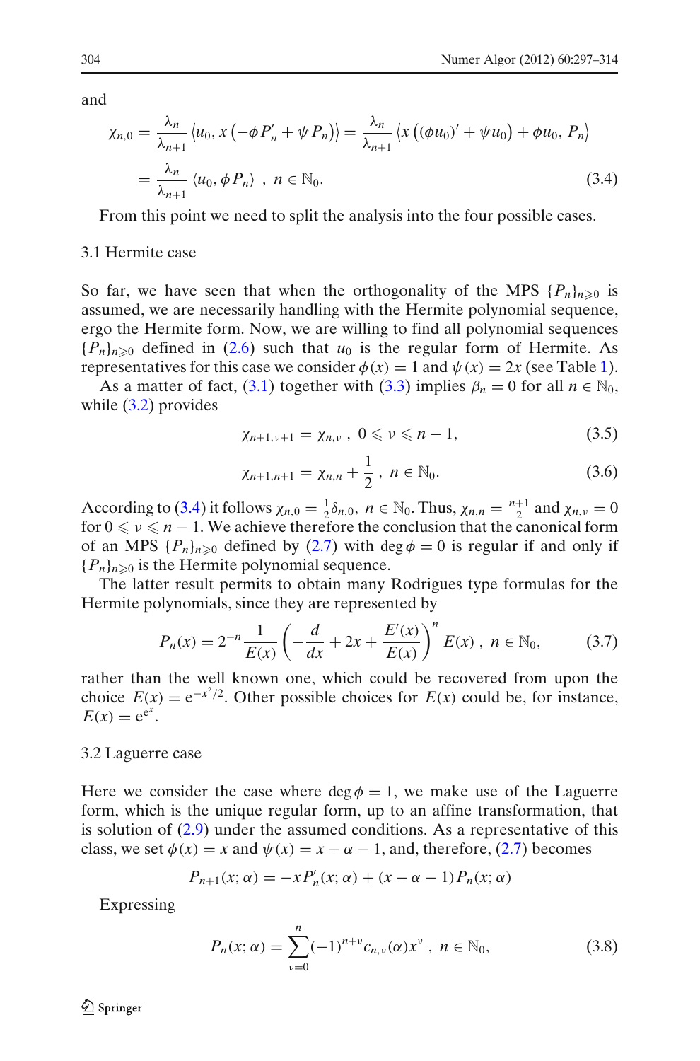and

$$\chi_{n,0} = \frac{\lambda_n}{\lambda_{n+1}} \left\langle u_0, x\left(-\phi P_n' + \psi P_n\right)\right\rangle = \frac{\lambda_n}{\lambda_{n+1}} \left\langle x\left((\phi u_0)' + \psi u_0\right) + \phi u_0, P_n\right\rangle$$
$$= \frac{\lambda_n}{\lambda_{n+1}} \left\langle u_0, \phi P_n\right\rangle \ , \ n \in \mathbb{N}_0. \tag{3.4}$$

From this point we need to split the analysis into the four possible cases.

### 3.1 Hermite case

So far, we have seen that when the orthogonality of the MPS $\{P_n\}_{n\geqslant 0}$ is assumed, we are necessarily handling with the Hermite polynomial sequence, ergo the Hermite form. Now, we are willing to find all polynomial sequences $\{P_n\}_{n\geqslant 0}$ defined in (2.6) such that $u_0$ is the regular form of Hermite. As representatives for this case we consider $\phi(x) = 1$ and $\psi(x) = 2x$ (see Table 1).

As a matter of fact, (3.1) together with (3.3) implies $\beta_n = 0$ for all $n \in \mathbb{N}_0$, while (3.2) provides

$$\chi_{n+1,\nu+1} = \chi_{n,\nu} \ , \ 0 \leqslant \nu \leqslant n-1, \tag{3.5}$$

$$\chi_{n+1,n+1} = \chi_{n,n} + \frac{1}{2} \ , \ n \in \mathbb{N}_0. \tag{3.6}$$

According to (3.4) it follows $\chi_{n,0} = \frac{1}{2}\delta_{n,0}$, $n \in \mathbb{N}_0$. Thus, $\chi_{n,n} = \frac{n+1}{2}$ and $\chi_{n,\nu} = 0$ for $0 \leqslant \nu \leqslant n-1$. We achieve therefore the conclusion that the canonical form of an MPS $\{P_n\}_{n\geqslant 0}$ defined by (2.7) with $\deg \phi = 0$ is regular if and only if $\{P_n\}_{n\geqslant 0}$ is the Hermite polynomial sequence.

The latter result permits to obtain many Rodrigues type formulas for the Hermite polynomials, since they are represented by

$$P_n(x) = 2^{-n} \frac{1}{E(x)} \left(-\frac{d}{dx} + 2x + \frac{E'(x)}{E(x)}\right)^n E(x) \ , \ n \in \mathbb{N}_0, \tag{3.7}$$

rather than the well known one, which could be recovered from upon the choice $E(x) = \mathrm{e}^{-x^2/2}$. Other possible choices for $E(x)$ could be, for instance, $E(x) = \mathrm{e}^{\mathrm{e}^x}$.

### 3.2 Laguerre case

Here we consider the case where $\deg \phi = 1$, we make use of the Laguerre form, which is the unique regular form, up to an affine transformation, that is solution of (2.9) under the assumed conditions. As a representative of this class, we set $\phi(x) = x$ and $\psi(x) = x - \alpha - 1$, and, therefore, (2.7) becomes

$$P_{n+1}(x;\alpha) = -xP_n'(x;\alpha) + (x - \alpha - 1)P_n(x;\alpha)$$

Expressing

$$P_n(x;\alpha) = \sum_{\nu=0}^{n} (-1)^{n+\nu} c_{n,\nu}(\alpha) x^\nu \ , \ n \in \mathbb{N}_0, \tag{3.8}$$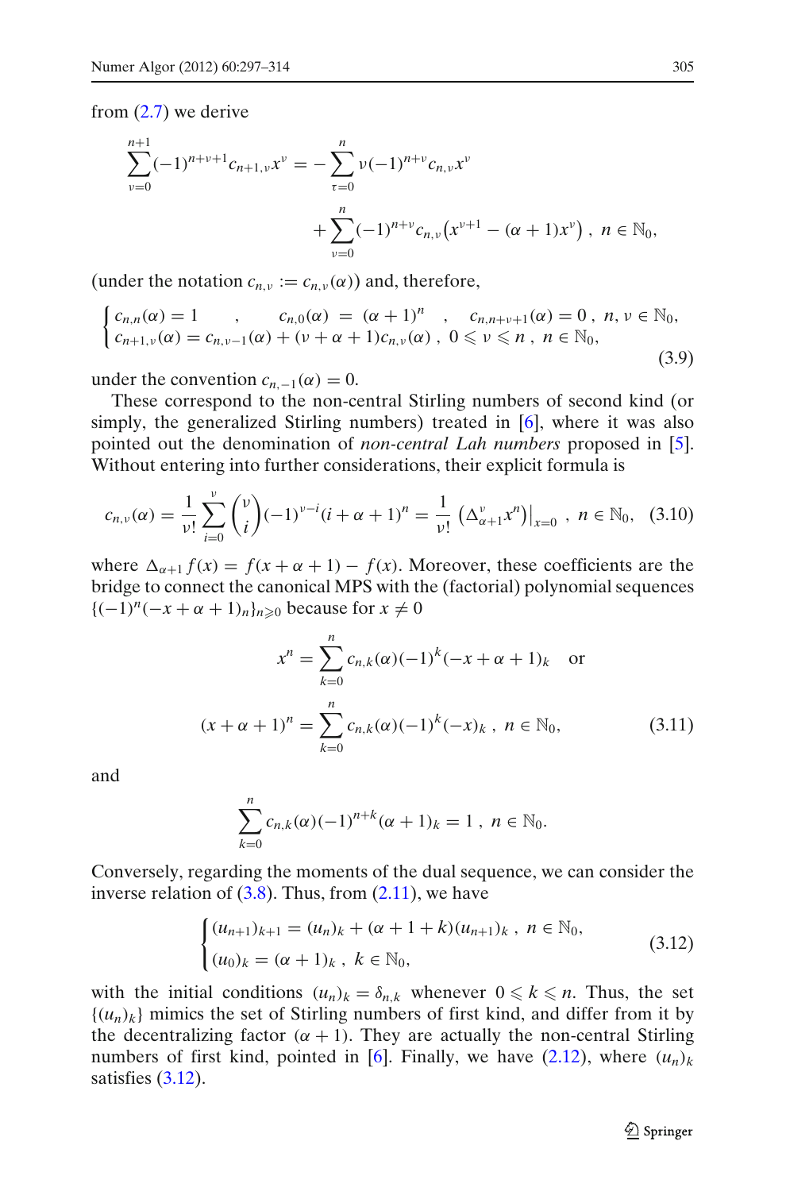from (2.7) we derive

$$\sum_{\nu=0}^{n+1}(-1)^{n+\nu+1}c_{n+1,\nu}x^{\nu} = -\sum_{\tau=0}^{n}\nu(-1)^{n+\nu}c_{n,\nu}x^{\nu} + \sum_{\nu=0}^{n}(-1)^{n+\nu}c_{n,\nu}\left(x^{\nu+1}-(\alpha+1)x^{\nu}\right),\ n\in\mathbb{N}_0,$$

(under the notation $c_{n,\nu} := c_{n,\nu}(\alpha)$) and, therefore,

$$\begin{cases} c_{n,n}(\alpha)=1 \quad , \quad c_{n,0}(\alpha) = (\alpha+1)^n \quad , \quad c_{n,n+\nu+1}(\alpha)=0\ ,\ n,\nu\in\mathbb{N}_0, \\ c_{n+1,\nu}(\alpha) = c_{n,\nu-1}(\alpha)+(\nu+\alpha+1)c_{n,\nu}(\alpha)\ ,\ 0\leqslant\nu\leqslant n\ ,\ n\in\mathbb{N}_0, \end{cases} \tag{3.9}$$

under the convention $c_{n,-1}(\alpha)=0$.

These correspond to the non-central Stirling numbers of second kind (or simply, the generalized Stirling numbers) treated in [6], where it was also pointed out the denomination of *non-central Lah numbers* proposed in [5]. Without entering into further considerations, their explicit formula is

$$c_{n,\nu}(\alpha) = \frac{1}{\nu!}\sum_{i=0}^{\nu}\binom{\nu}{i}(-1)^{\nu-i}(i+\alpha+1)^n = \frac{1}{\nu!}\left(\Delta_{\alpha+1}^{\nu}x^n\right)\Big|_{x=0}\ ,\ n\in\mathbb{N}_0, \tag{3.10}$$

where $\Delta_{\alpha+1}f(x) = f(x+\alpha+1)-f(x)$. Moreover, these coefficients are the bridge to connect the canonical MPS with the (factorial) polynomial sequences $\{(-1)^n(-x+\alpha+1)_n\}_{n\geqslant 0}$ because for $x\neq 0$

$$x^n = \sum_{k=0}^{n}c_{n,k}(\alpha)(-1)^k(-x+\alpha+1)_k \quad \text{or}$$

$$(x+\alpha+1)^n = \sum_{k=0}^{n}c_{n,k}(\alpha)(-1)^k(-x)_k\ ,\ n\in\mathbb{N}_0, \tag{3.11}$$

and

$$\sum_{k=0}^{n}c_{n,k}(\alpha)(-1)^{n+k}(\alpha+1)_k = 1\ ,\ n\in\mathbb{N}_0.$$

Conversely, regarding the moments of the dual sequence, we can consider the inverse relation of (3.8). Thus, from (2.11), we have

$$\begin{cases} (u_{n+1})_{k+1} = (u_n)_k + (\alpha+1+k)(u_{n+1})_k\ ,\ n\in\mathbb{N}_0, \\ (u_0)_k = (\alpha+1)_k\ ,\ k\in\mathbb{N}_0, \end{cases} \tag{3.12}$$

with the initial conditions $(u_n)_k = \delta_{n,k}$ whenever $0\leqslant k\leqslant n$. Thus, the set $\{(u_n)_k\}$ mimics the set of Stirling numbers of first kind, and differ from it by the decentralizing factor $(\alpha+1)$. They are actually the non-central Stirling numbers of first kind, pointed in [6]. Finally, we have (2.12), where $(u_n)_k$ satisfies (3.12).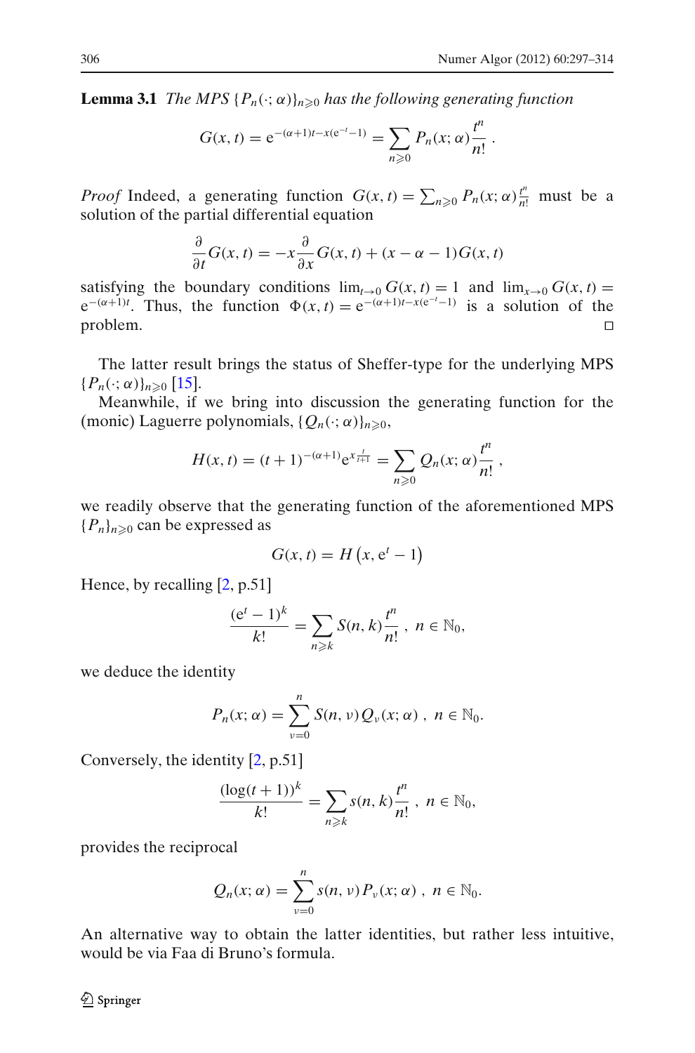**Lemma 3.1** *The MPS $\{P_n(\cdot;\alpha)\}_{n\geqslant 0}$ has the following generating function*

$$G(x,t) = \mathrm{e}^{-(\alpha+1)t - x(\mathrm{e}^{-t}-1)} = \sum_{n\geqslant 0} P_n(x;\alpha)\frac{t^n}{n!}\,.$$

*Proof* Indeed, a generating function $G(x,t) = \sum_{n\geqslant 0} P_n(x;\alpha)\frac{t^n}{n!}$ must be a solution of the partial differential equation

$$\frac{\partial}{\partial t}G(x,t) = -x\frac{\partial}{\partial x}G(x,t) + (x-\alpha-1)G(x,t)$$

satisfying the boundary conditions $\lim_{t\to 0} G(x,t) = 1$ and $\lim_{x\to 0} G(x,t) = \mathrm{e}^{-(\alpha+1)t}$. Thus, the function $\Phi(x,t) = \mathrm{e}^{-(\alpha+1)t - x(\mathrm{e}^{-t}-1)}$ is a solution of the problem. □

The latter result brings the status of Sheffer-type for the underlying MPS $\{P_n(\cdot;\alpha)\}_{n\geqslant 0}$ [15].

Meanwhile, if we bring into discussion the generating function for the (monic) Laguerre polynomials, $\{Q_n(\cdot;\alpha)\}_{n\geqslant 0}$,

$$H(x,t) = (t+1)^{-(\alpha+1)}\mathrm{e}^{x\frac{t}{t+1}} = \sum_{n\geqslant 0} Q_n(x;\alpha)\frac{t^n}{n!}\,,$$

we readily observe that the generating function of the aforementioned MPS $\{P_n\}_{n\geqslant 0}$ can be expressed as

$$G(x,t) = H\left(x, \mathrm{e}^t - 1\right)$$

Hence, by recalling [2, p.51]

$$\frac{(\mathrm{e}^t-1)^k}{k!} = \sum_{n\geqslant k} S(n,k)\frac{t^n}{n!}\,,\ n\in\mathbb{N}_0,$$

we deduce the identity

$$P_n(x;\alpha) = \sum_{\nu=0}^{n} S(n,\nu)\,Q_\nu(x;\alpha)\,,\ n\in\mathbb{N}_0.$$

Conversely, the identity [2, p.51]

$$\frac{(\log(t+1))^k}{k!} = \sum_{n\geqslant k} s(n,k)\frac{t^n}{n!}\,,\ n\in\mathbb{N}_0,$$

provides the reciprocal

$$Q_n(x;\alpha) = \sum_{\nu=0}^{n} s(n,\nu)\,P_\nu(x;\alpha)\,,\ n\in\mathbb{N}_0.$$

An alternative way to obtain the latter identities, but rather less intuitive, would be via Faa di Bruno's formula.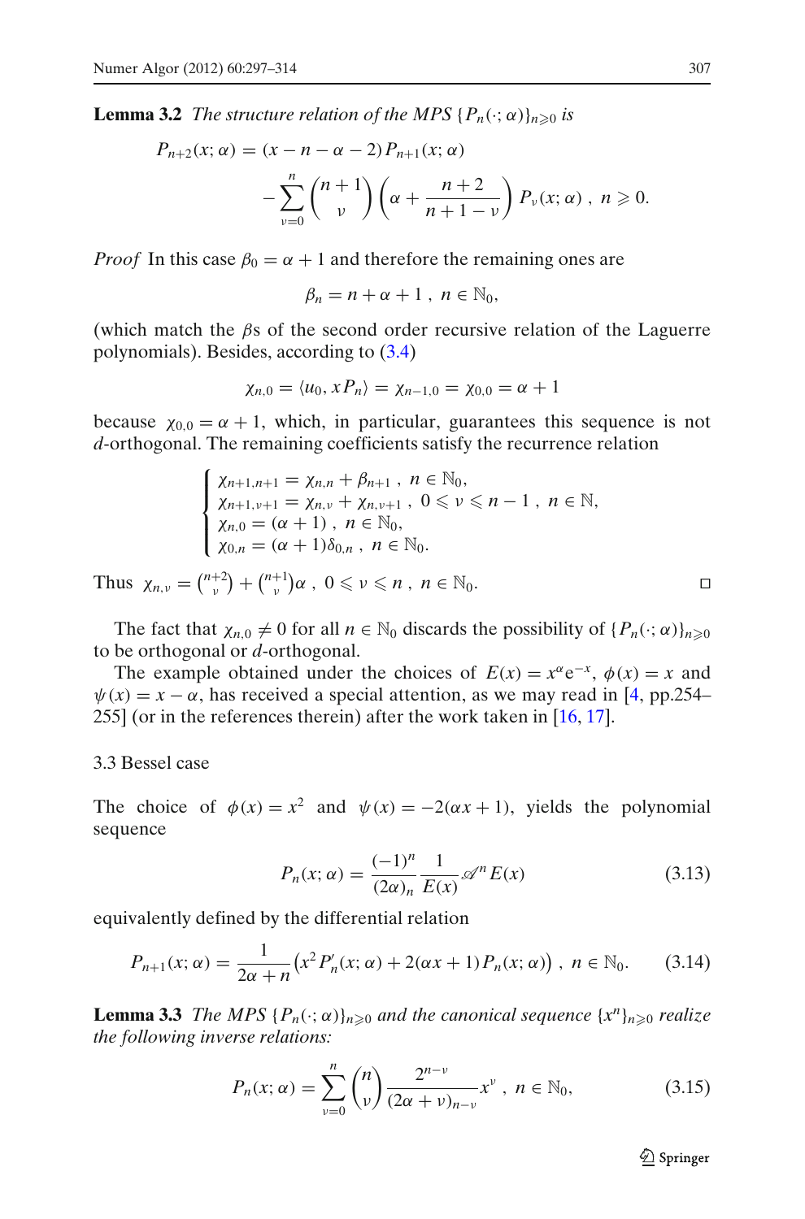**Lemma 3.2** *The structure relation of the MPS* $\{P_n(\cdot;\alpha)\}_{n\geqslant 0}$ *is*

$$P_{n+2}(x;\alpha) = (x-n-\alpha-2)\,P_{n+1}(x;\alpha)$$
$$-\sum_{\nu=0}^{n}\binom{n+1}{\nu}\left(\alpha+\frac{n+2}{n+1-\nu}\right)P_\nu(x;\alpha)\ ,\ n\geqslant 0.$$

*Proof* In this case $\beta_0 = \alpha+1$ and therefore the remaining ones are

$$\beta_n = n+\alpha+1\ ,\ n\in\mathbb{N}_0,$$

(which match the $\beta$s of the second order recursive relation of the Laguerre polynomials). Besides, according to (3.4)

$$\chi_{n,0} = \langle u_0, xP_n\rangle = \chi_{n-1,0} = \chi_{0,0} = \alpha+1$$

because $\chi_{0,0} = \alpha+1$, which, in particular, guarantees this sequence is not $d$-orthogonal. The remaining coefficients satisfy the recurrence relation

$$\begin{cases} \chi_{n+1,n+1} = \chi_{n,n} + \beta_{n+1}\ ,\ n\in\mathbb{N}_0, \\ \chi_{n+1,\nu+1} = \chi_{n,\nu} + \chi_{n,\nu+1}\ ,\ 0\leqslant\nu\leqslant n-1\ ,\ n\in\mathbb{N}, \\ \chi_{n,0} = (\alpha+1)\ ,\ n\in\mathbb{N}_0, \\ \chi_{0,n} = (\alpha+1)\delta_{0,n}\ ,\ n\in\mathbb{N}_0. \end{cases}$$

Thus $\chi_{n,\nu} = \binom{n+2}{\nu} + \binom{n+1}{\nu}\alpha\ ,\ 0\leqslant\nu\leqslant n\ ,\ n\in\mathbb{N}_0.$ □

The fact that $\chi_{n,0}\neq 0$ for all $n\in\mathbb{N}_0$ discards the possibility of $\{P_n(\cdot;\alpha)\}_{n\geqslant 0}$ to be orthogonal or $d$-orthogonal.

The example obtained under the choices of $E(x) = x^\alpha e^{-x}$, $\phi(x) = x$ and $\psi(x) = x-\alpha$, has received a special attention, as we may read in [4, pp.254–255] (or in the references therein) after the work taken in [16, 17].

3.3 Bessel case

The choice of $\phi(x) = x^2$ and $\psi(x) = -2(\alpha x+1)$, yields the polynomial sequence

$$P_n(x;\alpha) = \frac{(-1)^n}{(2\alpha)_n}\frac{1}{E(x)}\mathscr{A}^n E(x) \tag{3.13}$$

equivalently defined by the differential relation

$$P_{n+1}(x;\alpha) = \frac{1}{2\alpha+n}\left(x^2P_n'(x;\alpha) + 2(\alpha x+1)P_n(x;\alpha)\right)\ ,\ n\in\mathbb{N}_0. \tag{3.14}$$

**Lemma 3.3** *The MPS* $\{P_n(\cdot;\alpha)\}_{n\geqslant 0}$ *and the canonical sequence* $\{x^n\}_{n\geqslant 0}$ *realize the following inverse relations:*

$$P_n(x;\alpha) = \sum_{\nu=0}^{n}\binom{n}{\nu}\frac{2^{n-\nu}}{(2\alpha+\nu)_{n-\nu}}x^\nu\ ,\ n\in\mathbb{N}_0, \tag{3.15}$$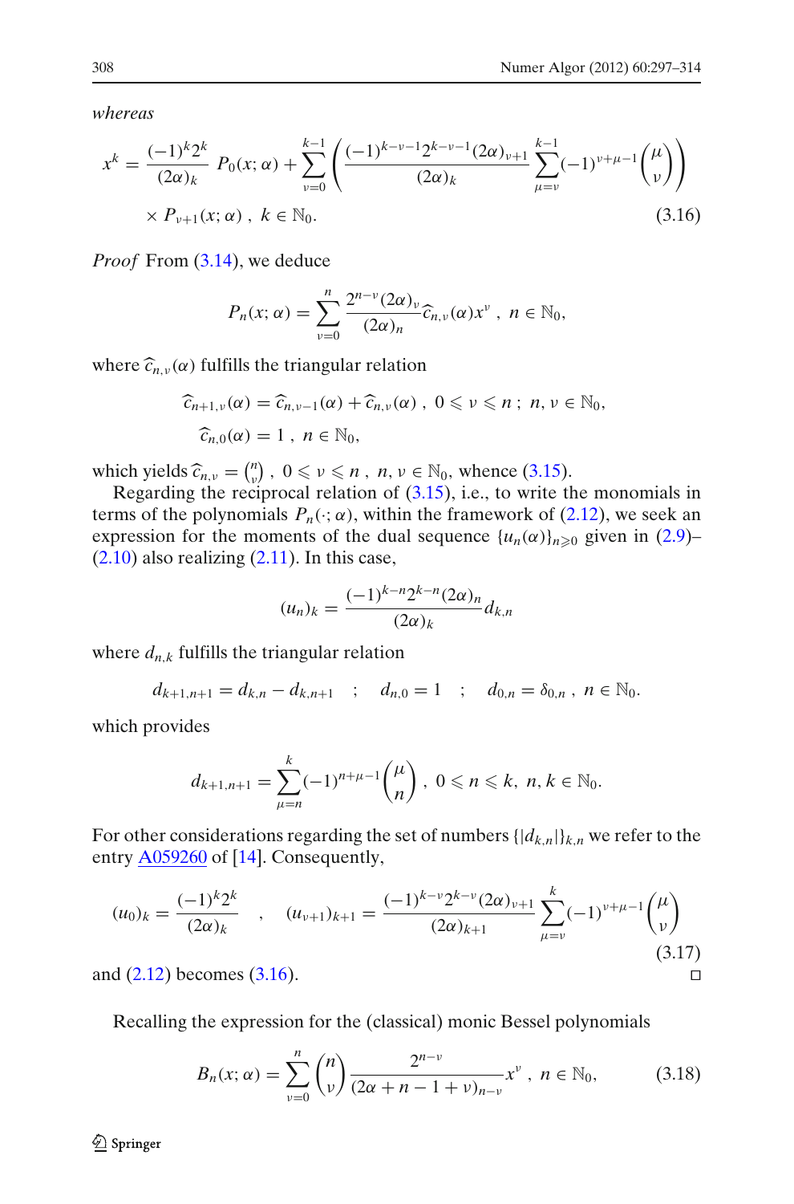whereas

$$x^k = \frac{(-1)^k 2^k}{(2\alpha)_k} \, P_0(x;\alpha) + \sum_{\nu=0}^{k-1} \left( \frac{(-1)^{k-\nu-1} 2^{k-\nu-1} (2\alpha)_{\nu+1}}{(2\alpha)_k} \sum_{\mu=\nu}^{k-1} (-1)^{\nu+\mu-1} \binom{\mu}{\nu} \right)$$

$$\times \, P_{\nu+1}(x;\alpha) \ , \ k \in \mathbb{N}_0. \tag{3.16}$$

*Proof* From (3.14), we deduce

$$P_n(x;\alpha) = \sum_{\nu=0}^{n} \frac{2^{n-\nu}(2\alpha)_\nu}{(2\alpha)_n} \widehat{c}_{n,\nu}(\alpha) x^\nu \ , \ n \in \mathbb{N}_0,$$

where $\widehat{c}_{n,\nu}(\alpha)$ fulfills the triangular relation

$$\widehat{c}_{n+1,\nu}(\alpha) = \widehat{c}_{n,\nu-1}(\alpha) + \widehat{c}_{n,\nu}(\alpha) \ , \ 0 \leqslant \nu \leqslant n \ ; \ n, \nu \in \mathbb{N}_0,$$

$$\widehat{c}_{n,0}(\alpha) = 1 \ , \ n \in \mathbb{N}_0,$$

which yields $\widehat{c}_{n,\nu} = \binom{n}{\nu}$ , $0 \leqslant \nu \leqslant n$ , $n, \nu \in \mathbb{N}_0$, whence (3.15).

Regarding the reciprocal relation of (3.15), i.e., to write the monomials in terms of the polynomials $P_n(\cdot;\alpha)$, within the framework of (2.12), we seek an expression for the moments of the dual sequence $\{u_n(\alpha)\}_{n\geqslant 0}$ given in (2.9)–(2.10) also realizing (2.11). In this case,

$$(u_n)_k = \frac{(-1)^{k-n} 2^{k-n} (2\alpha)_n}{(2\alpha)_k} d_{k,n}$$

where $d_{n,k}$ fulfills the triangular relation

$$d_{k+1,n+1} = d_{k,n} - d_{k,n+1} \quad ; \quad d_{n,0} = 1 \quad ; \quad d_{0,n} = \delta_{0,n} \ , \ n \in \mathbb{N}_0.$$

which provides

$$d_{k+1,n+1} = \sum_{\mu=n}^{k} (-1)^{n+\mu-1} \binom{\mu}{n} \ , \ 0 \leqslant n \leqslant k, \ n, k \in \mathbb{N}_0.$$

For other considerations regarding the set of numbers $\{|d_{k,n}|\}_{k,n}$ we refer to the entry A059260 of [14]. Consequently,

$$(u_0)_k = \frac{(-1)^k 2^k}{(2\alpha)_k} \quad , \quad (u_{\nu+1})_{k+1} = \frac{(-1)^{k-\nu} 2^{k-\nu} (2\alpha)_{\nu+1}}{(2\alpha)_{k+1}} \sum_{\mu=\nu}^{k} (-1)^{\nu+\mu-1} \binom{\mu}{\nu} \tag{3.17}$$

and (2.12) becomes (3.16). □

Recalling the expression for the (classical) monic Bessel polynomials

$$B_n(x;\alpha) = \sum_{\nu=0}^{n} \binom{n}{\nu} \frac{2^{n-\nu}}{(2\alpha+n-1+\nu)_{n-\nu}} x^\nu \ , \ n \in \mathbb{N}_0, \tag{3.18}$$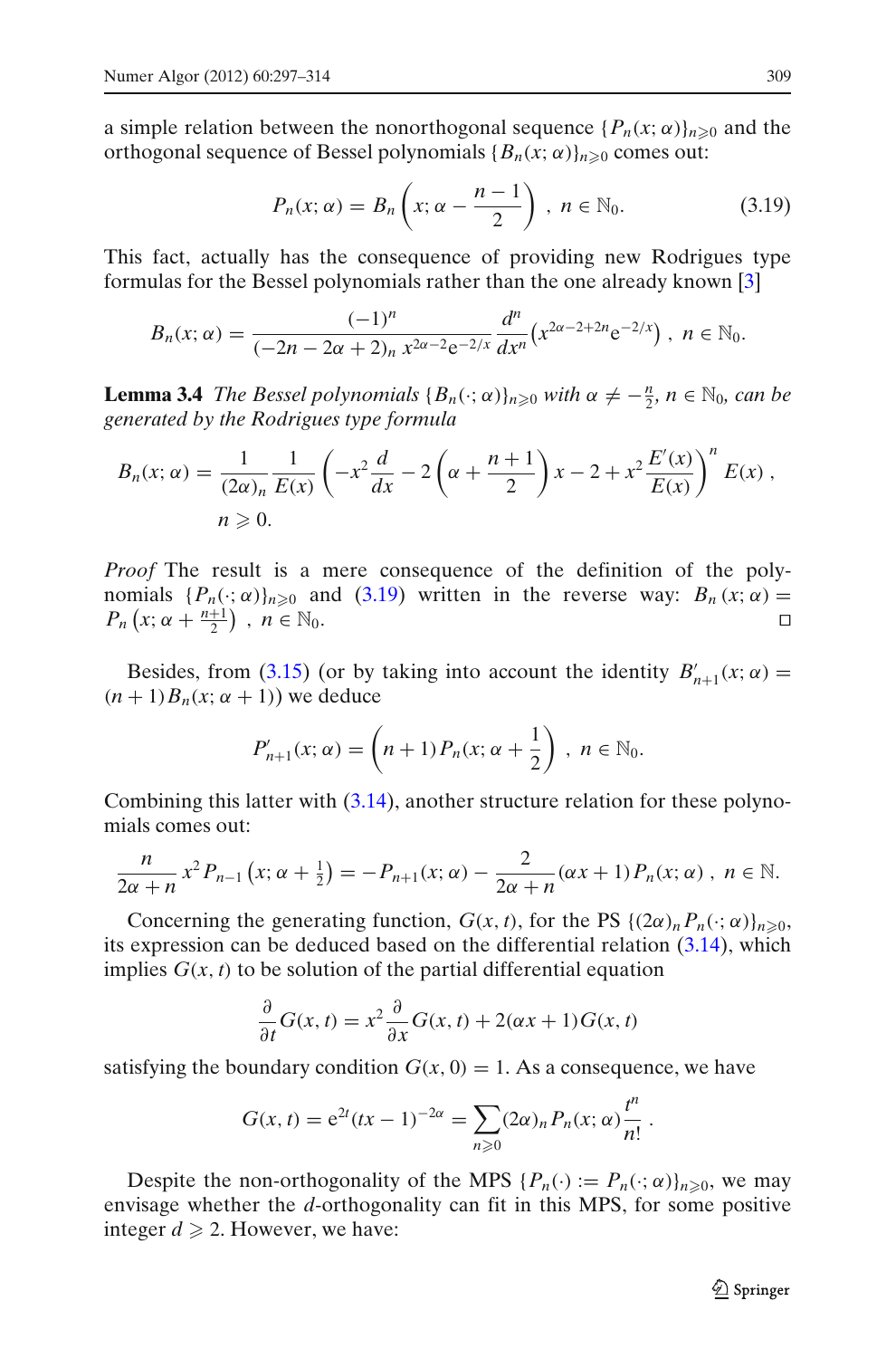a simple relation between the nonorthogonal sequence $\{P_n(x;\alpha)\}_{n\geqslant 0}$ and the orthogonal sequence of Bessel polynomials $\{B_n(x;\alpha)\}_{n\geqslant 0}$ comes out:

$$P_n(x;\alpha) = B_n\left(x;\alpha - \frac{n-1}{2}\right)\ ,\ n\in\mathbb{N}_0. \tag{3.19}$$

This fact, actually has the consequence of providing new Rodrigues type formulas for the Bessel polynomials rather than the one already known [3]

$$B_n(x;\alpha) = \frac{(-1)^n}{(-2n-2\alpha+2)_n\, x^{2\alpha-2}\mathrm{e}^{-2/x}}\frac{d^n}{dx^n}\left(x^{2\alpha-2+2n}\mathrm{e}^{-2/x}\right)\ ,\ n\in\mathbb{N}_0.$$

**Lemma 3.4** *The Bessel polynomials $\{B_n(\cdot;\alpha)\}_{n\geqslant 0}$ with $\alpha\neq -\frac{n}{2}$, $n\in\mathbb{N}_0$, can be generated by the Rodrigues type formula*

$$B_n(x;\alpha) = \frac{1}{(2\alpha)_n}\frac{1}{E(x)}\left(-x^2\frac{d}{dx} - 2\left(\alpha+\frac{n+1}{2}\right)x - 2 + x^2\frac{E'(x)}{E(x)}\right)^n E(x)\ ,$$
$$n\geqslant 0.$$

*Proof* The result is a mere consequence of the definition of the polynomials $\{P_n(\cdot;\alpha)\}_{n\geqslant 0}$ and (3.19) written in the reverse way: $B_n(x;\alpha) = P_n\left(x;\alpha+\frac{n+1}{2}\right)\ ,\ n\in\mathbb{N}_0$. □

Besides, from (3.15) (or by taking into account the identity $B'_{n+1}(x;\alpha) = (n+1)B_n(x;\alpha+1)$) we deduce

$$P'_{n+1}(x;\alpha) = \left(n+1\right)P_n(x;\alpha+\frac{1}{2}\right)\ ,\ n\in\mathbb{N}_0.$$

Combining this latter with (3.14), another structure relation for these polynomials comes out:

$$\frac{n}{2\alpha+n}\,x^2 P_{n-1}\left(x;\alpha+\tfrac{1}{2}\right) = -P_{n+1}(x;\alpha) - \frac{2}{2\alpha+n}(\alpha x+1)P_n(x;\alpha)\ ,\ n\in\mathbb{N}.$$

Concerning the generating function, $G(x,t)$, for the PS $\{(2\alpha)_n P_n(\cdot;\alpha)\}_{n\geqslant 0}$, its expression can be deduced based on the differential relation (3.14), which implies $G(x,t)$ to be solution of the partial differential equation

$$\frac{\partial}{\partial t}G(x,t) = x^2\frac{\partial}{\partial x}G(x,t) + 2(\alpha x+1)G(x,t)$$

satisfying the boundary condition $G(x,0)=1$. As a consequence, we have

$$G(x,t) = \mathrm{e}^{2t}(tx-1)^{-2\alpha} = \sum_{n\geqslant 0}(2\alpha)_n P_n(x;\alpha)\frac{t^n}{n!}\ .$$

Despite the non-orthogonality of the MPS $\{P_n(\cdot) := P_n(\cdot;\alpha)\}_{n\geqslant 0}$, we may envisage whether the $d$-orthogonality can fit in this MPS, for some positive integer $d\geqslant 2$. However, we have: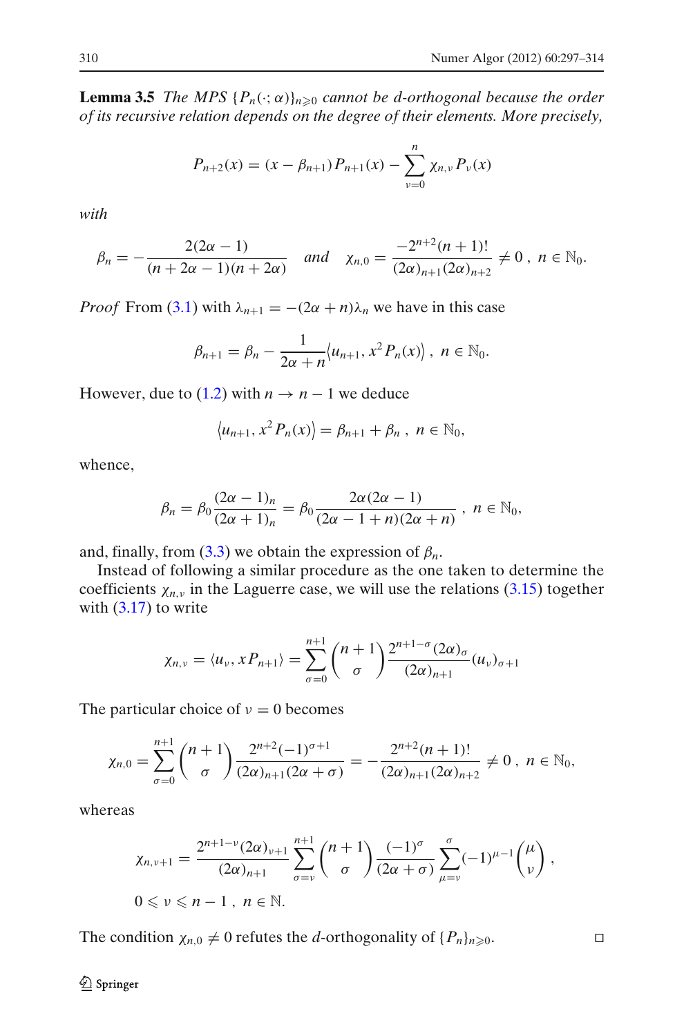**Lemma 3.5** *The MPS* $\{P_n(\cdot;\alpha)\}_{n\geqslant 0}$ *cannot be d-orthogonal because the order of its recursive relation depends on the degree of their elements. More precisely,*

$$P_{n+2}(x) = (x-\beta_{n+1})P_{n+1}(x) - \sum_{\nu=0}^{n} \chi_{n,\nu} P_\nu(x)$$

*with*

$$\beta_n = -\frac{2(2\alpha-1)}{(n+2\alpha-1)(n+2\alpha)} \quad \textit{and} \quad \chi_{n,0} = \frac{-2^{n+2}(n+1)!}{(2\alpha)_{n+1}(2\alpha)_{n+2}} \neq 0\,,\ n\in\mathbb{N}_0.$$

*Proof* From (3.1) with $\lambda_{n+1} = -(2\alpha+n)\lambda_n$ we have in this case

$$\beta_{n+1} = \beta_n - \frac{1}{2\alpha+n}\big\langle u_{n+1}, x^2 P_n(x)\big\rangle\,,\ n\in\mathbb{N}_0.$$

However, due to (1.2) with $n\to n-1$ we deduce

$$\big\langle u_{n+1}, x^2 P_n(x)\big\rangle = \beta_{n+1}+\beta_n\,,\ n\in\mathbb{N}_0,$$

whence,

$$\beta_n = \beta_0\frac{(2\alpha-1)_n}{(2\alpha+1)_n} = \beta_0\frac{2\alpha(2\alpha-1)}{(2\alpha-1+n)(2\alpha+n)}\,,\ n\in\mathbb{N}_0,$$

and, finally, from (3.3) we obtain the expression of $\beta_n$.

Instead of following a similar procedure as the one taken to determine the coefficients $\chi_{n,\nu}$ in the Laguerre case, we will use the relations (3.15) together with (3.17) to write

$$\chi_{n,\nu} = \langle u_\nu, xP_{n+1}\rangle = \sum_{\sigma=0}^{n+1}\binom{n+1}{\sigma}\frac{2^{n+1-\sigma}(2\alpha)_\sigma}{(2\alpha)_{n+1}}(u_\nu)_{\sigma+1}$$

The particular choice of $\nu=0$ becomes

$$\chi_{n,0} = \sum_{\sigma=0}^{n+1}\binom{n+1}{\sigma}\frac{2^{n+2}(-1)^{\sigma+1}}{(2\alpha)_{n+1}(2\alpha+\sigma)} = -\frac{2^{n+2}(n+1)!}{(2\alpha)_{n+1}(2\alpha)_{n+2}} \neq 0\,,\ n\in\mathbb{N}_0,$$

whereas

$$\chi_{n,\nu+1} = \frac{2^{n+1-\nu}(2\alpha)_{\nu+1}}{(2\alpha)_{n+1}}\sum_{\sigma=\nu}^{n+1}\binom{n+1}{\sigma}\frac{(-1)^\sigma}{(2\alpha+\sigma)}\sum_{\mu=\nu}^{\sigma}(-1)^{\mu-1}\binom{\mu}{\nu}\,,$$

$$0\leqslant \nu\leqslant n-1\,,\ n\in\mathbb{N}.$$

The condition $\chi_{n,0}\neq 0$ refutes the $d$-orthogonality of $\{P_n\}_{n\geqslant 0}$. □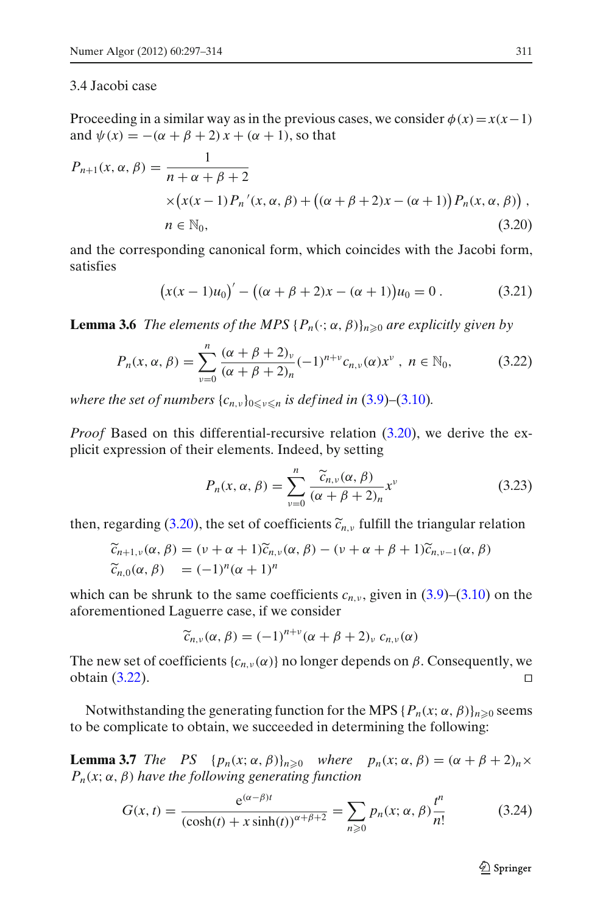### 3.4 Jacobi case

Proceeding in a similar way as in the previous cases, we consider $\phi(x) = x(x-1)$ and $\psi(x) = -(\alpha+\beta+2)\,x + (\alpha+1)$, so that

$$
\begin{aligned}
P_{n+1}(x,\alpha,\beta) = {} & \frac{1}{n+\alpha+\beta+2} \\
& \times \big(x(x-1)\,P_n{}'(x,\alpha,\beta) + \big((\alpha+\beta+2)x - (\alpha+1)\big)\,P_n(x,\alpha,\beta)\big)\,, \\
& n \in \mathbb{N}_0,
\end{aligned}
\tag{3.20}
$$

and the corresponding canonical form, which coincides with the Jacobi form, satisfies

$$
\big(x(x-1)u_0\big)' - \big((\alpha+\beta+2)x - (\alpha+1)\big)u_0 = 0\,. \tag{3.21}
$$

**Lemma 3.6** *The elements of the MPS $\{P_n(\cdot;\alpha,\beta)\}_{n\geqslant 0}$ are explicitly given by*

$$
P_n(x,\alpha,\beta) = \sum_{\nu=0}^{n} \frac{(\alpha+\beta+2)_\nu}{(\alpha+\beta+2)_n}(-1)^{n+\nu}c_{n,\nu}(\alpha)x^\nu\ ,\ n \in \mathbb{N}_0, \tag{3.22}
$$

*where the set of numbers $\{c_{n,\nu}\}_{0\leqslant\nu\leqslant n}$ is defined in (3.9)–(3.10).*

*Proof* Based on this differential-recursive relation (3.20), we derive the explicit expression of their elements. Indeed, by setting

$$
P_n(x,\alpha,\beta) = \sum_{\nu=0}^{n} \frac{\widetilde{c}_{n,\nu}(\alpha,\beta)}{(\alpha+\beta+2)_n}x^\nu \tag{3.23}
$$

then, regarding (3.20), the set of coefficients $\widetilde{c}_{n,\nu}$ fulfill the triangular relation

$$
\begin{aligned}
\widetilde{c}_{n+1,\nu}(\alpha,\beta) &= (\nu+\alpha+1)\widetilde{c}_{n,\nu}(\alpha,\beta) - (\nu+\alpha+\beta+1)\widetilde{c}_{n,\nu-1}(\alpha,\beta) \\
\widetilde{c}_{n,0}(\alpha,\beta) &= (-1)^n(\alpha+1)^n
\end{aligned}
$$

which can be shrunk to the same coefficients $c_{n,\nu}$, given in (3.9)–(3.10) on the aforementioned Laguerre case, if we consider

$$
\widetilde{c}_{n,\nu}(\alpha,\beta) = (-1)^{n+\nu}(\alpha+\beta+2)_\nu\ c_{n,\nu}(\alpha)
$$

The new set of coefficients $\{c_{n,\nu}(\alpha)\}$ no longer depends on $\beta$. Consequently, we obtain (3.22). $\square$

Notwithstanding the generating function for the MPS $\{P_n(x;\alpha,\beta)\}_{n\geqslant 0}$ seems to be complicate to obtain, we succeeded in determining the following:

**Lemma 3.7** *The PS $\{p_n(x;\alpha,\beta)\}_{n\geqslant 0}$ where $p_n(x;\alpha,\beta) = (\alpha+\beta+2)_n \times P_n(x;\alpha,\beta)$ have the following generating function*

$$
G(x,t) = \frac{\mathrm{e}^{(\alpha-\beta)t}}{(\cosh(t) + x\sinh(t))^{\alpha+\beta+2}} = \sum_{n\geqslant 0} p_n(x;\alpha,\beta)\frac{t^n}{n!} \tag{3.24}
$$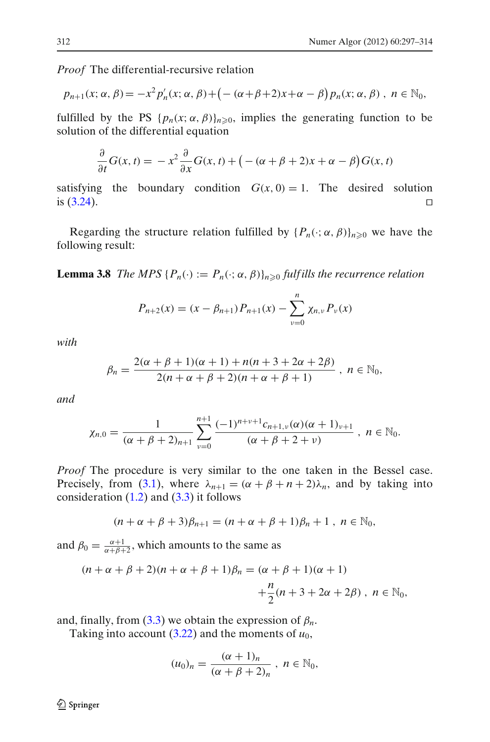*Proof* The differential-recursive relation

$$p_{n+1}(x;\alpha,\beta) = -x^2 p_n'(x;\alpha,\beta) + \big(-(\alpha+\beta+2)x + \alpha - \beta\big) p_n(x;\alpha,\beta)\ ,\ n \in \mathbb{N}_0,$$

fulfilled by the PS $\{p_n(x;\alpha,\beta)\}_{n\geqslant 0}$, implies the generating function to be solution of the differential equation

$$\frac{\partial}{\partial t} G(x,t) = -x^2 \frac{\partial}{\partial x} G(x,t) + \big(-(\alpha+\beta+2)x + \alpha - \beta\big) G(x,t)$$

satisfying the boundary condition $G(x,0) = 1$. The desired solution is (3.24). □

Regarding the structure relation fulfilled by $\{P_n(\cdot;\alpha,\beta)\}_{n\geqslant 0}$ we have the following result:

**Lemma 3.8** *The MPS* $\{P_n(\cdot) := P_n(\cdot;\alpha,\beta)\}_{n\geqslant 0}$ *fulfills the recurrence relation*

$$P_{n+2}(x) = (x - \beta_{n+1}) P_{n+1}(x) - \sum_{\nu=0}^{n} \chi_{n,\nu} P_\nu(x)$$

*with*

$$\beta_n = \frac{2(\alpha+\beta+1)(\alpha+1) + n(n+3+2\alpha+2\beta)}{2(n+\alpha+\beta+2)(n+\alpha+\beta+1)}\ ,\ n \in \mathbb{N}_0,$$

*and*

$$\chi_{n,0} = \frac{1}{(\alpha+\beta+2)_{n+1}} \sum_{\nu=0}^{n+1} \frac{(-1)^{n+\nu+1} c_{n+1,\nu}(\alpha)(\alpha+1)_{\nu+1}}{(\alpha+\beta+2+\nu)}\ ,\ n \in \mathbb{N}_0.$$

*Proof* The procedure is very similar to the one taken in the Bessel case. Precisely, from (3.1), where $\lambda_{n+1} = (\alpha+\beta+n+2)\lambda_n$, and by taking into consideration (1.2) and (3.3) it follows

$$(n+\alpha+\beta+3)\beta_{n+1} = (n+\alpha+\beta+1)\beta_n + 1\ ,\ n \in \mathbb{N}_0,$$

and $\beta_0 = \frac{\alpha+1}{\alpha+\beta+2}$, which amounts to the same as

$$(n+\alpha+\beta+2)(n+\alpha+\beta+1)\beta_n = (\alpha+\beta+1)(\alpha+1) + \frac{n}{2}(n+3+2\alpha+2\beta)\ ,\ n \in \mathbb{N}_0,$$

and, finally, from (3.3) we obtain the expression of $\beta_n$.

Taking into account (3.22) and the moments of $u_0$,

$$(u_0)_n = \frac{(\alpha+1)_n}{(\alpha+\beta+2)_n}\ ,\ n \in \mathbb{N}_0,$$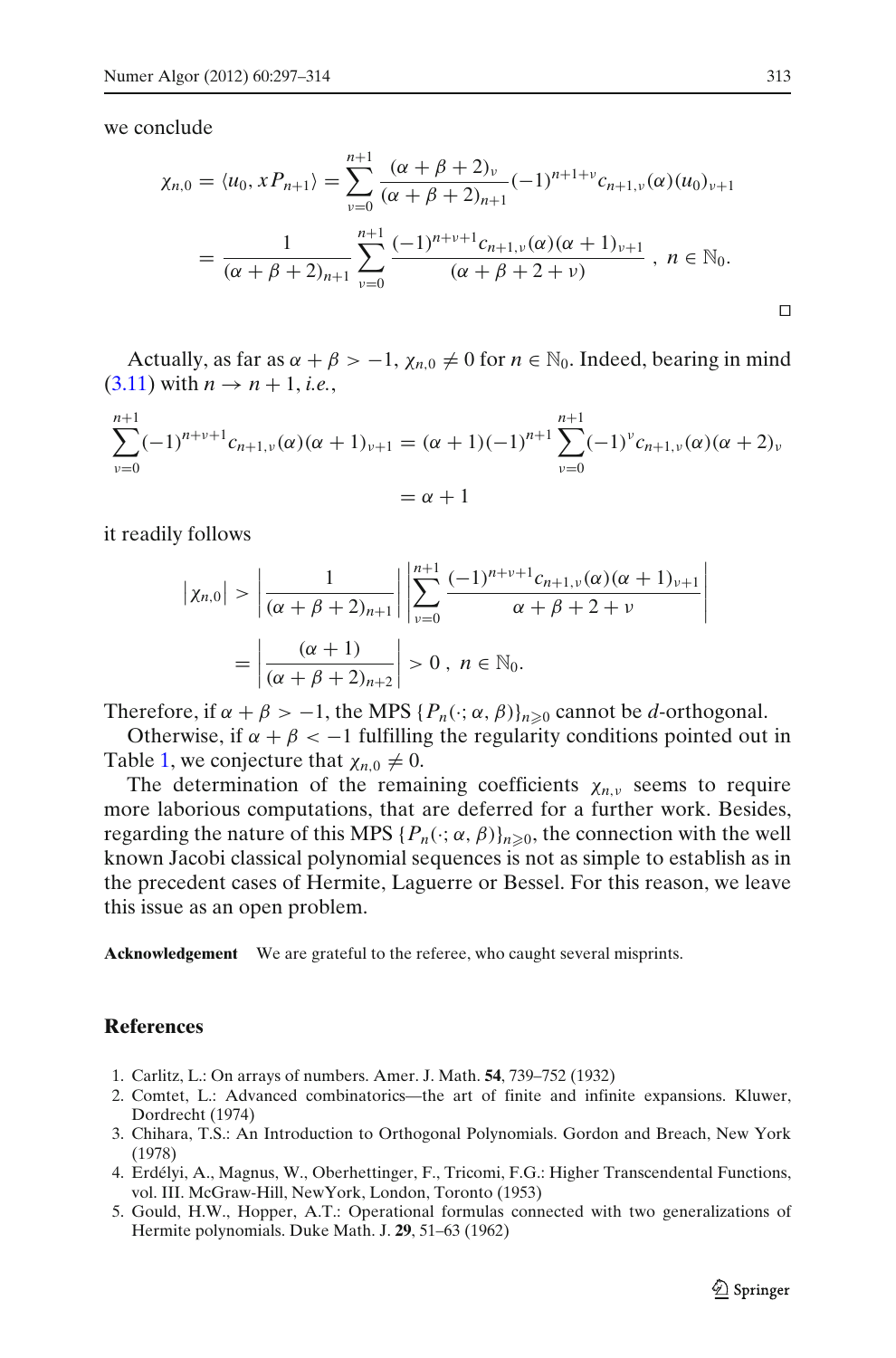we conclude

$$\chi_{n,0} = \langle u_0, xP_{n+1}\rangle = \sum_{\nu=0}^{n+1} \frac{(\alpha+\beta+2)_\nu}{(\alpha+\beta+2)_{n+1}} (-1)^{n+1+\nu} c_{n+1,\nu}(\alpha)(u_0)_{\nu+1}$$

$$= \frac{1}{(\alpha+\beta+2)_{n+1}} \sum_{\nu=0}^{n+1} \frac{(-1)^{n+\nu+1} c_{n+1,\nu}(\alpha)(\alpha+1)_{\nu+1}}{(\alpha+\beta+2+\nu)}\ ,\ n \in \mathbb{N}_0.$$

□

Actually, as far as $\alpha+\beta > -1$, $\chi_{n,0} \neq 0$ for $n \in \mathbb{N}_0$. Indeed, bearing in mind (3.11) with $n \to n+1$, *i.e.*,

$$\sum_{\nu=0}^{n+1} (-1)^{n+\nu+1} c_{n+1,\nu}(\alpha)(\alpha+1)_{\nu+1} = (\alpha+1)(-1)^{n+1} \sum_{\nu=0}^{n+1} (-1)^{\nu} c_{n+1,\nu}(\alpha)(\alpha+2)_\nu$$

$$= \alpha+1$$

it readily follows

$$\left|\chi_{n,0}\right| > \left|\frac{1}{(\alpha+\beta+2)_{n+1}}\right| \left| \sum_{\nu=0}^{n+1} \frac{(-1)^{n+\nu+1} c_{n+1,\nu}(\alpha)(\alpha+1)_{\nu+1}}{\alpha+\beta+2+\nu} \right|$$

$$= \left| \frac{(\alpha+1)}{(\alpha+\beta+2)_{n+2}} \right| > 0\ ,\ n \in \mathbb{N}_0.$$

Therefore, if $\alpha+\beta > -1$, the MPS $\{P_n(\cdot;\alpha,\beta)\}_{n\geqslant 0}$ cannot be $d$-orthogonal.

Otherwise, if $\alpha+\beta < -1$ fulfilling the regularity conditions pointed out in Table 1, we conjecture that $\chi_{n,0} \neq 0$.

The determination of the remaining coefficients $\chi_{n,\nu}$ seems to require more laborious computations, that are deferred for a further work. Besides, regarding the nature of this MPS $\{P_n(\cdot;\alpha,\beta)\}_{n\geqslant 0}$, the connection with the well known Jacobi classical polynomial sequences is not as simple to establish as in the precedent cases of Hermite, Laguerre or Bessel. For this reason, we leave this issue as an open problem.

**Acknowledgement** We are grateful to the referee, who caught several misprints.

## References

1. Carlitz, L.: On arrays of numbers. Amer. J. Math. **54**, 739–752 (1932)
2. Comtet, L.: Advanced combinatorics—the art of finite and infinite expansions. Kluwer, Dordrecht (1974)
3. Chihara, T.S.: An Introduction to Orthogonal Polynomials. Gordon and Breach, New York (1978)
4. Erdélyi, A., Magnus, W., Oberhettinger, F., Tricomi, F.G.: Higher Transcendental Functions, vol. III. McGraw-Hill, NewYork, London, Toronto (1953)
5. Gould, H.W., Hopper, A.T.: Operational formulas connected with two generalizations of Hermite polynomials. Duke Math. J. **29**, 51–63 (1962)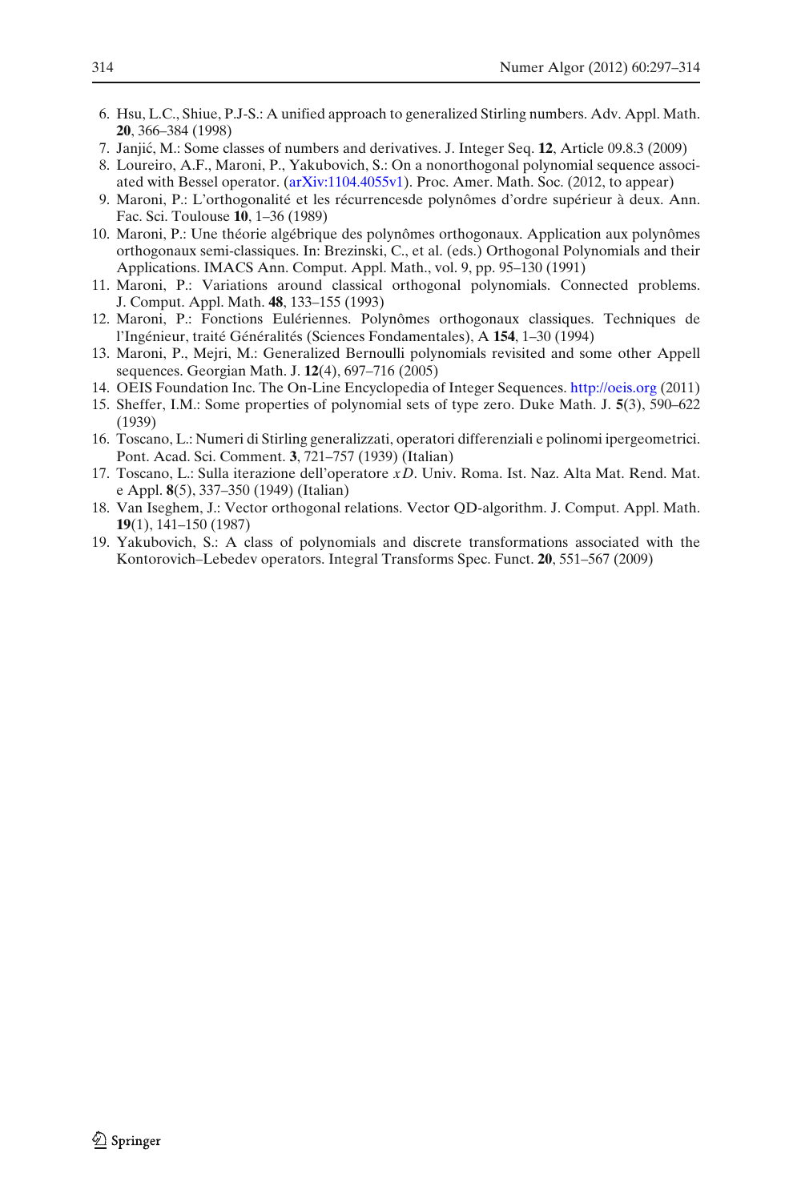6. Hsu, L.C., Shiue, P.J-S.: A unified approach to generalized Stirling numbers. Adv. Appl. Math. **20**, 366–384 (1998)
7. Janjić, M.: Some classes of numbers and derivatives. J. Integer Seq. **12**, Article 09.8.3 (2009)
8. Loureiro, A.F., Maroni, P., Yakubovich, S.: On a nonorthogonal polynomial sequence associated with Bessel operator. (arXiv:1104.4055v1). Proc. Amer. Math. Soc. (2012, to appear)
9. Maroni, P.: L'orthogonalité et les récurrencesde polynômes d'ordre supérieur à deux. Ann. Fac. Sci. Toulouse **10**, 1–36 (1989)
10. Maroni, P.: Une théorie algébrique des polynômes orthogonaux. Application aux polynômes orthogonaux semi-classiques. In: Brezinski, C., et al. (eds.) Orthogonal Polynomials and their Applications. IMACS Ann. Comput. Appl. Math., vol. 9, pp. 95–130 (1991)
11. Maroni, P.: Variations around classical orthogonal polynomials. Connected problems. J. Comput. Appl. Math. **48**, 133–155 (1993)
12. Maroni, P.: Fonctions Eulériennes. Polynômes orthogonaux classiques. Techniques de l'Ingénieur, traité Généralités (Sciences Fondamentales), A **154**, 1–30 (1994)
13. Maroni, P., Mejri, M.: Generalized Bernoulli polynomials revisited and some other Appell sequences. Georgian Math. J. **12**(4), 697–716 (2005)
14. OEIS Foundation Inc. The On-Line Encyclopedia of Integer Sequences. http://oeis.org (2011)
15. Sheffer, I.M.: Some properties of polynomial sets of type zero. Duke Math. J. **5**(3), 590–622 (1939)
16. Toscano, L.: Numeri di Stirling generalizzati, operatori differenziali e polinomi ipergeometrici. Pont. Acad. Sci. Comment. **3**, 721–757 (1939) (Italian)
17. Toscano, L.: Sulla iterazione dell'operatore $xD$. Univ. Roma. Ist. Naz. Alta Mat. Rend. Mat. e Appl. **8**(5), 337–350 (1949) (Italian)
18. Van Iseghem, J.: Vector orthogonal relations. Vector QD-algorithm. J. Comput. Appl. Math. **19**(1), 141–150 (1987)
19. Yakubovich, S.: A class of polynomials and discrete transformations associated with the Kontorovich–Lebedev operators. Integral Transforms Spec. Funct. **20**, 551–567 (2009)